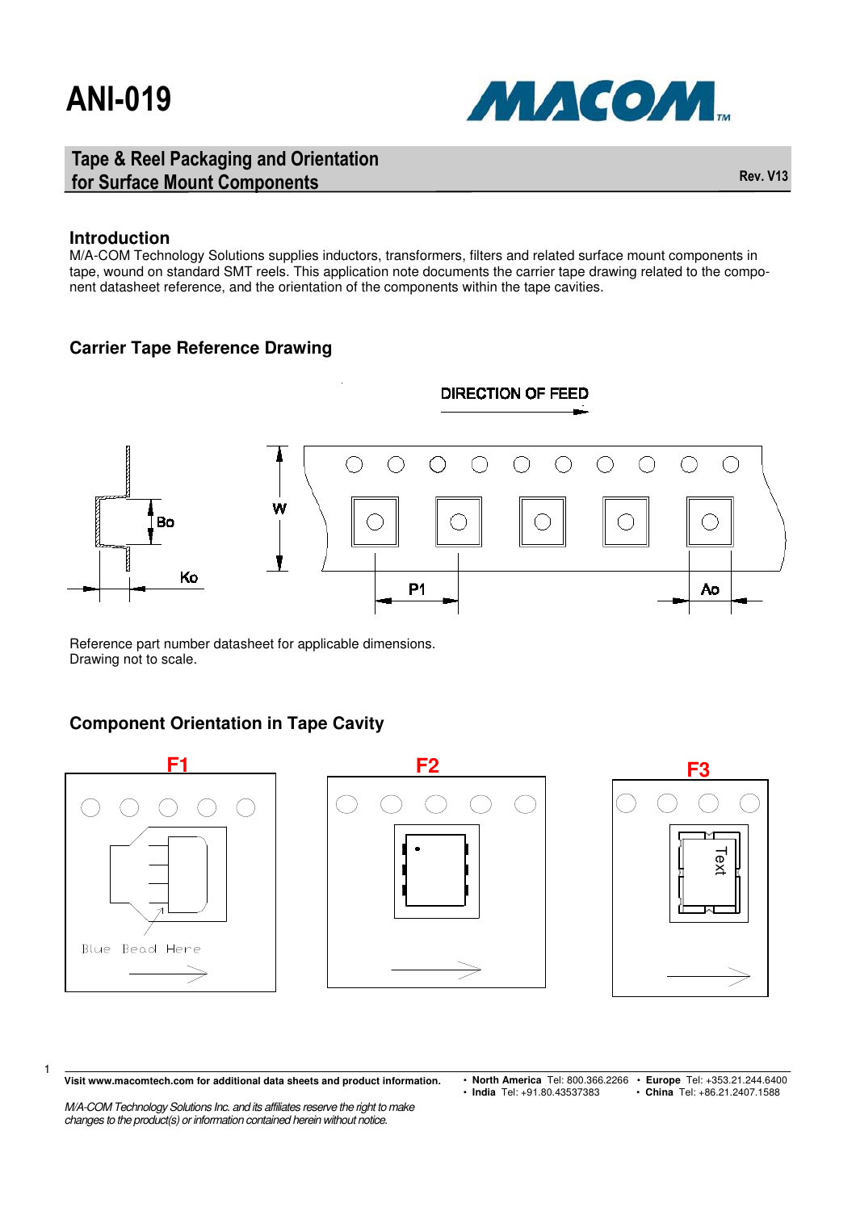# ANI-019

## Tape & Reel Packaging and Orientation for Surface Mount Components

Rev. V13

### Introduction

M/A-COM Technology Solutions supplies inductors, transformers, filters and related surface mount components in tape, wound on standard SMT reels. This application note documents the carrier tape drawing related to the component datasheet reference, and the orientation of the components within the tape cavities.

### Carrier Tape Reference Drawing

DIRECTION OF FEED

Bo

Ko

W

P1

Ao

Reference part number datasheet for applicable dimensions.
Drawing not to scale.

### Component Orientation in Tape Cavity

F1

Blue Bead Here

F2

F3

Text

Visit www.macomtech.com for additional data sheets and product information.

*M/A-COM Technology Solutions Inc. and its affiliates reserve the right to make changes to the product(s) or information contained herein without notice.*

- **North America** Tel: 800.366.2266
- **India** Tel: +91.80.43537383
- **Europe** Tel: +353.21.244.6400
- **China** Tel: +86.21.2407.1588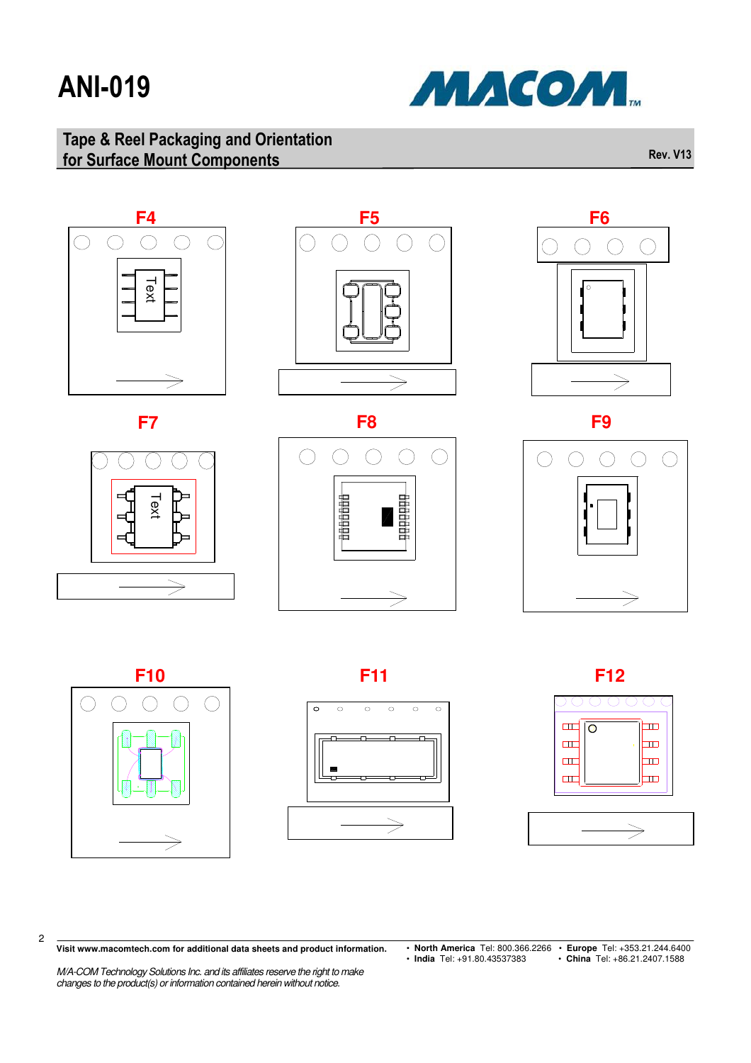F4

F5

F6

F7

F8

F9

F10

F11

F12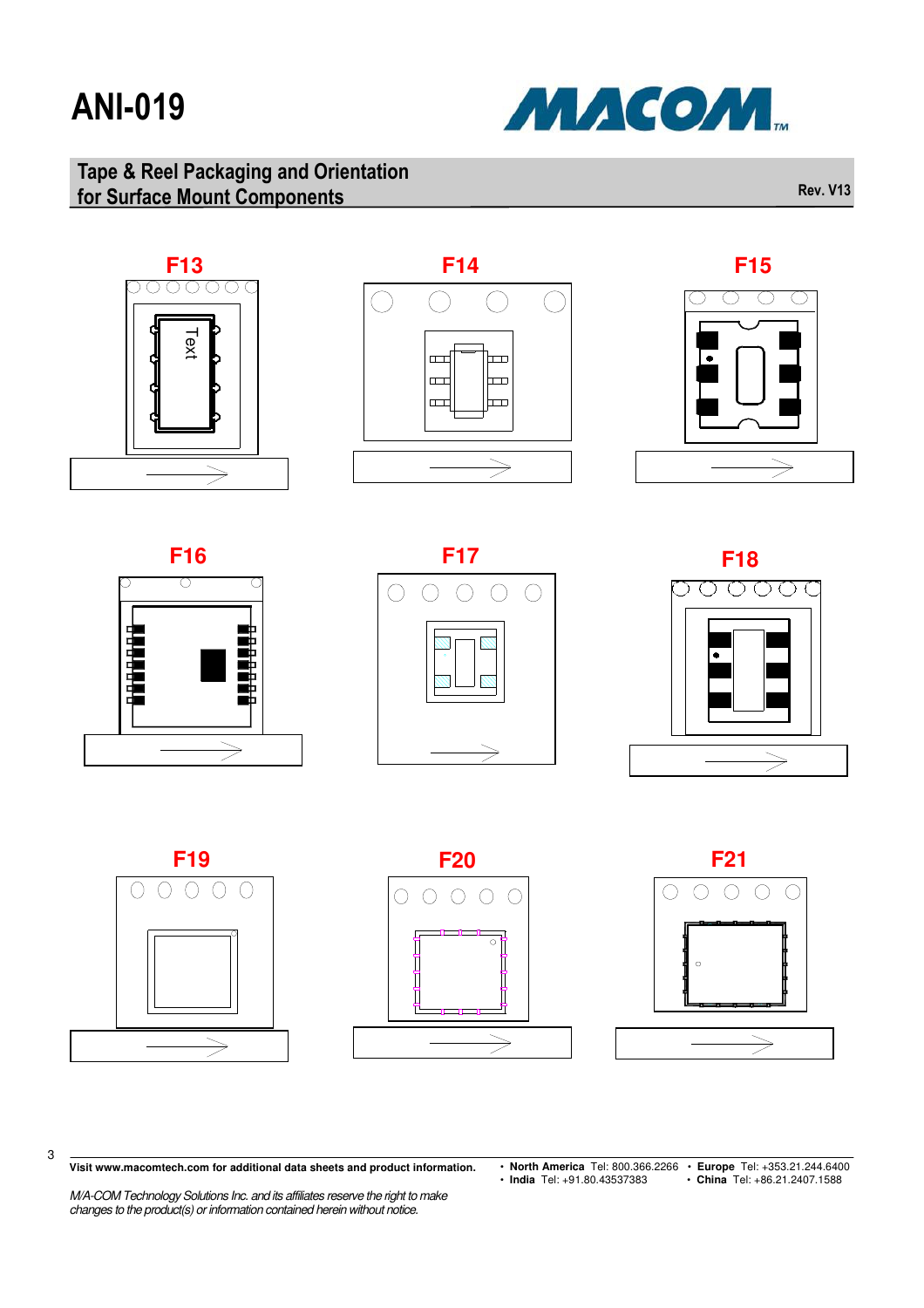# ANI-019

## Tape & Reel Packaging and Orientation for Surface Mount Components

Rev. V13

**F13**

Text

**F14**

**F15**

**F16**

**F17**

**F18**

**F19**

**F20**

**F21**

**Visit www.macomtech.com for additional data sheets and product information.**

- **North America** Tel: 800.366.2266
- **India** Tel: +91.80.43537383
- **Europe** Tel: +353.21.244.6400
- **China** Tel: +86.21.2407.1588

*M/A-COM Technology Solutions Inc. and its affiliates reserve the right to make changes to the product(s) or information contained herein without notice.*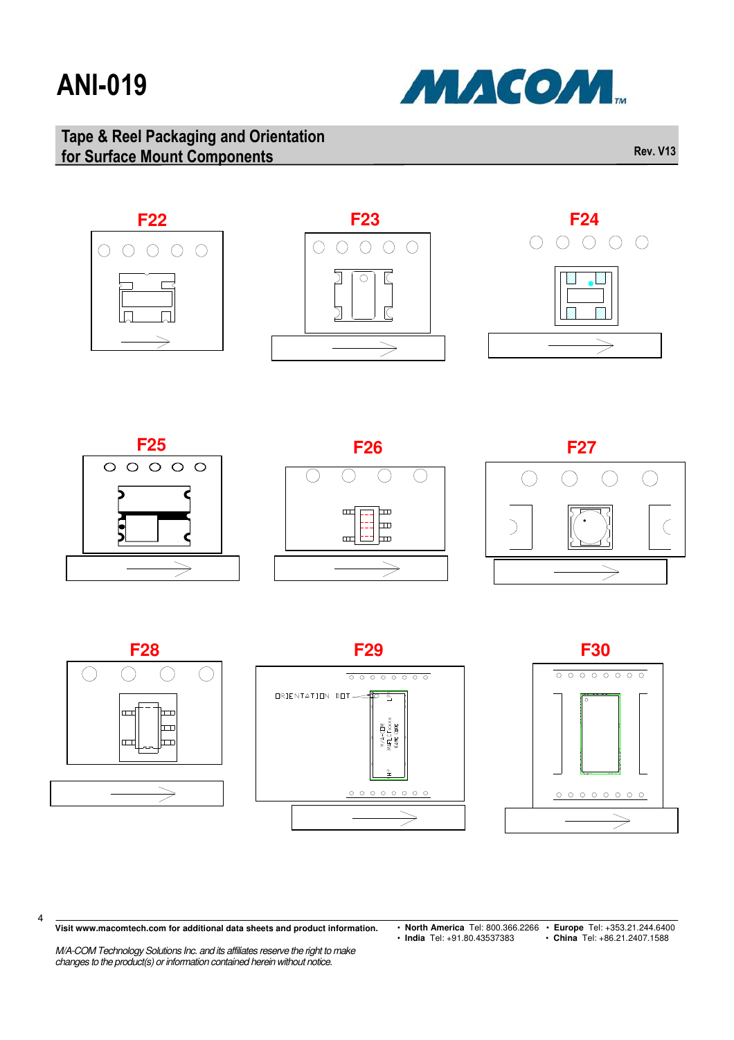F22

F23

F24

F25

F26

F27

F28

F29

ORIENTATION DOT

F30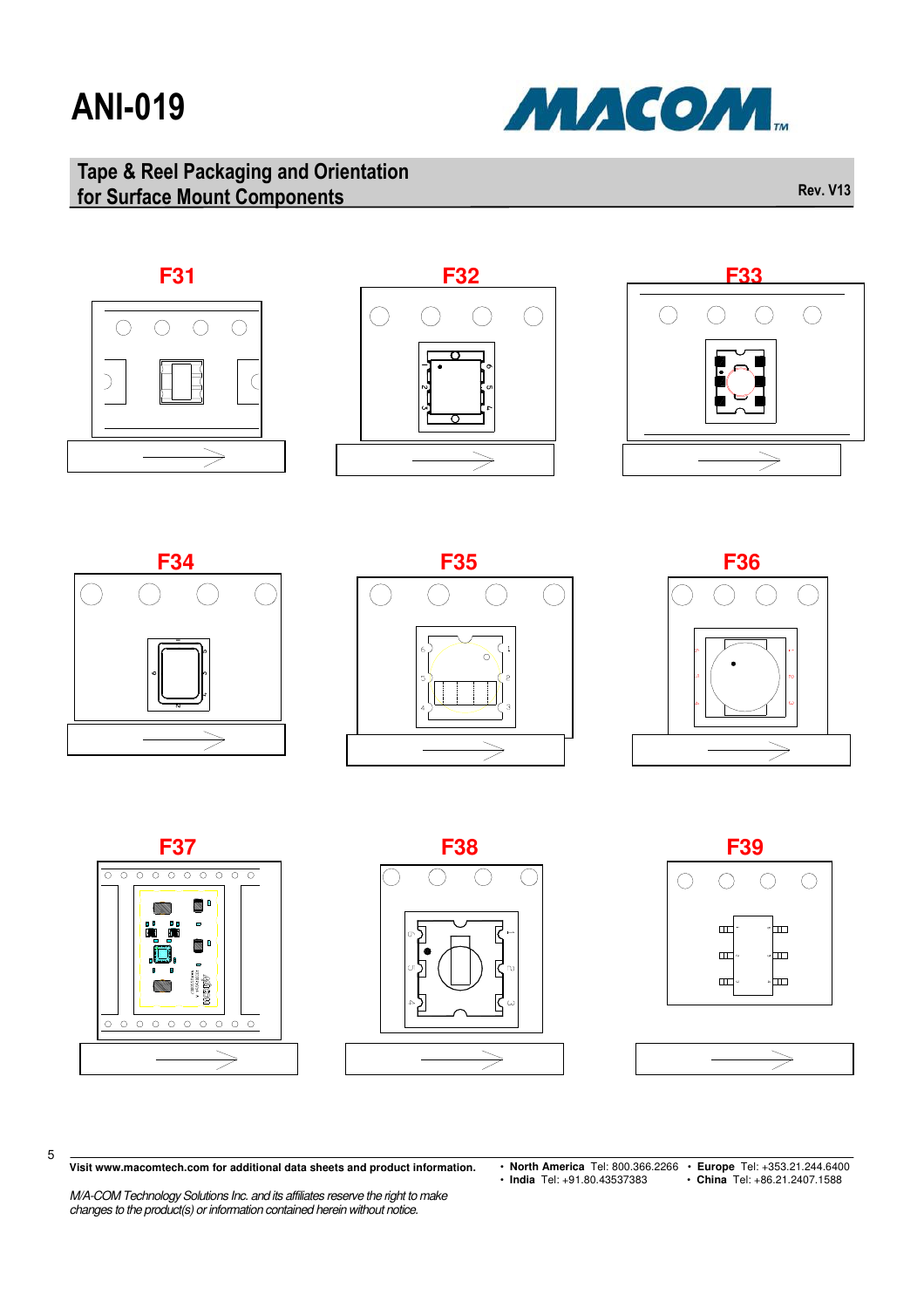F31

F32

F33

F34

F35

F36

F37

F38

F39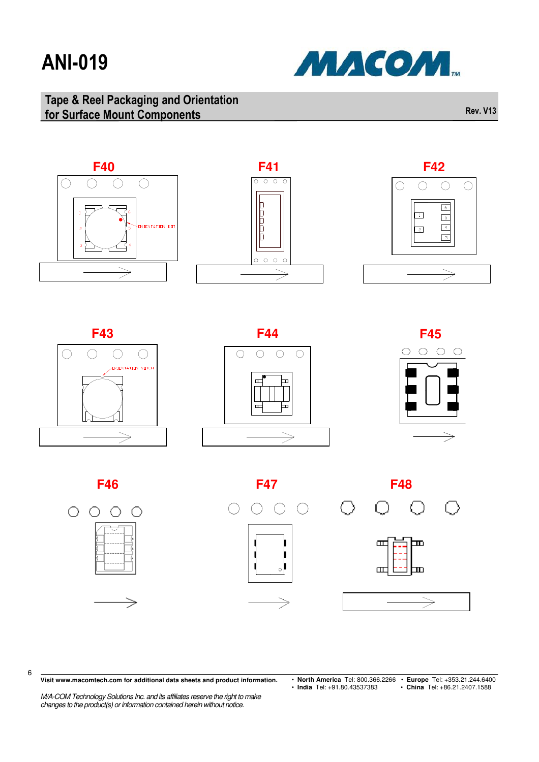F40

ORIENTATION DOT

F41

F42

F43

ORIENTATION NOTCH

F44

F45

F46

F47

F48

Visit www.macomtech.com for additional data sheets and product information.

- **North America** Tel: 800.366.2266
- **India** Tel: +91.80.43537383
- **Europe** Tel: +353.21.244.6400
- **China** Tel: +86.21.2407.1588

*M/A-COM Technology Solutions Inc. and its affiliates reserve the right to make changes to the product(s) or information contained herein without notice.*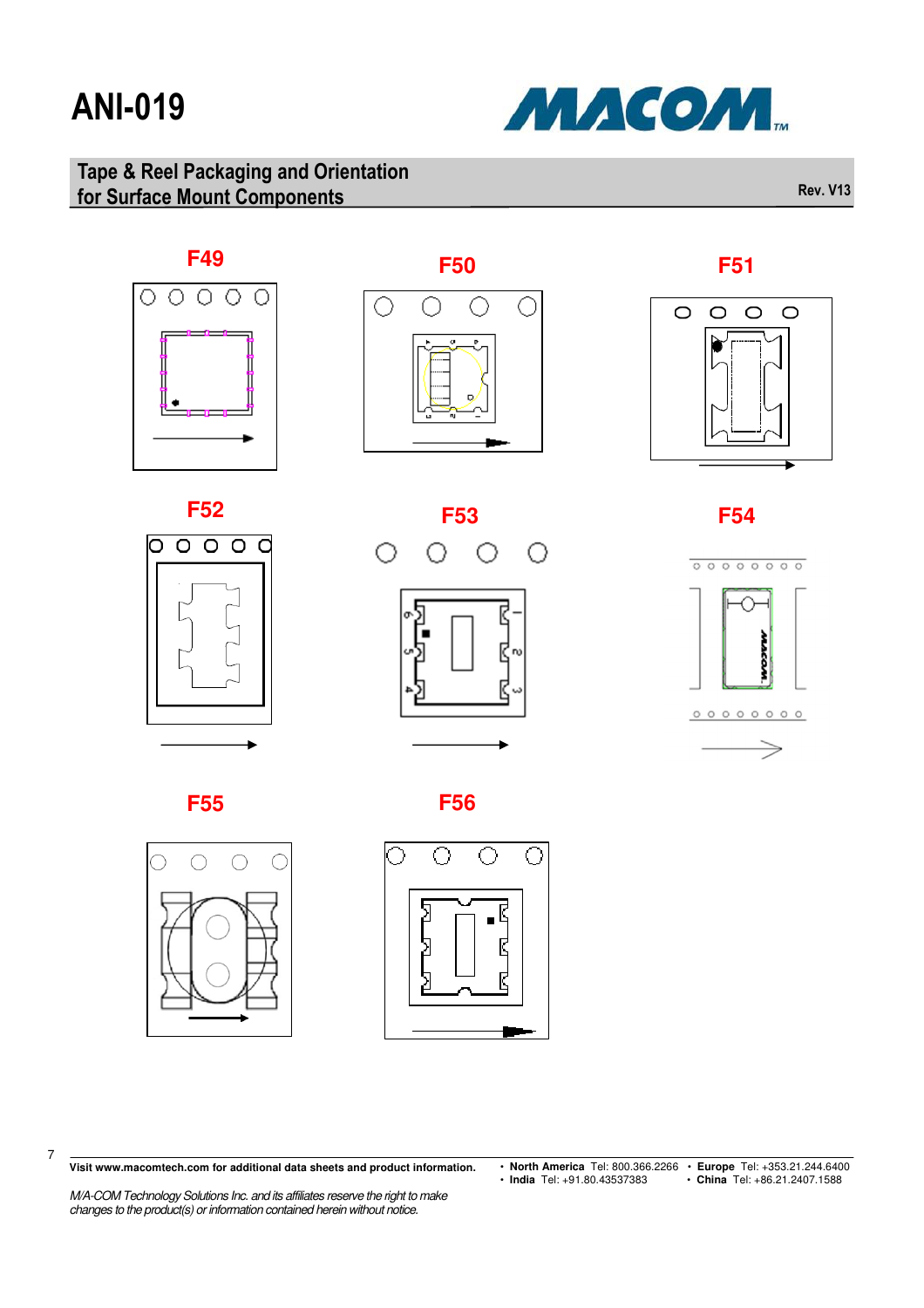F49

F50

F51

F52

F53

F54

F55

F56